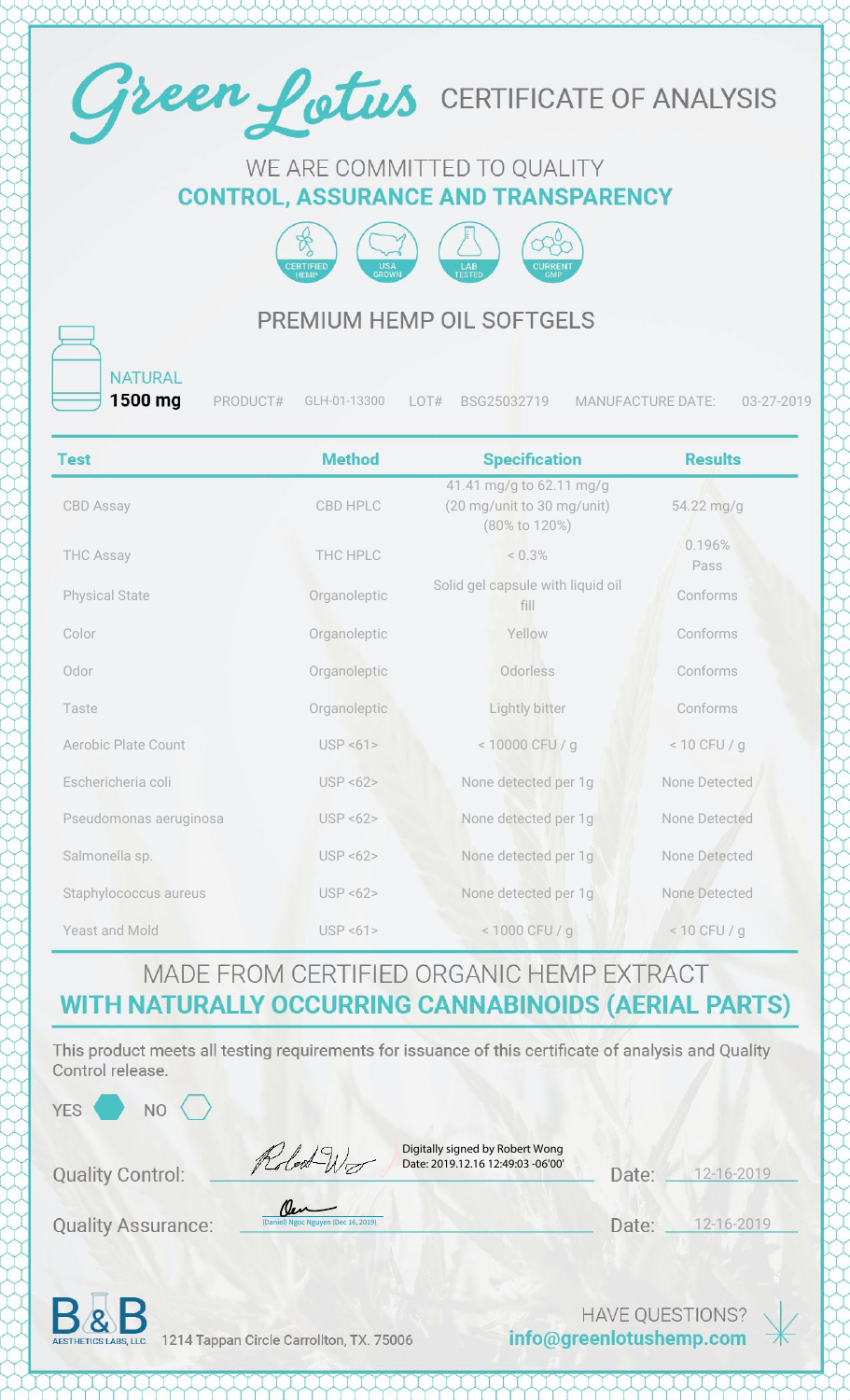# Green Lotus CERTIFICATE OF ANALYSIS

## WE ARE COMMITTED TO QUALITY
## CONTROL, ASSURANCE AND TRANSPARENCY

CERTIFIED HEMP | USA GROWN | LAB TESTED | CURRENT GMP

## PREMIUM HEMP OIL SOFTGELS

NATURAL
**1500 mg**

PRODUCT# GLH-01-13300 LOT# BSG25032719 MANUFACTURE DATE: 03-27-2019

| Test | Method | Specification | Results |
|---|---|---|---|
| CBD Assay | CBD HPLC | 41.41 mg/g to 62.11 mg/g (20 mg/unit to 30 mg/unit) (80% to 120%) | 54.22 mg/g |
| THC Assay | THC HPLC | < 0.3% | 0.196% Pass |
| Physical State | Organoleptic | Solid gel capsule with liquid oil fill | Conforms |
| Color | Organoleptic | Yellow | Conforms |
| Odor | Organoleptic | Odorless | Conforms |
| Taste | Organoleptic | Lightly bitter | Conforms |
| Aerobic Plate Count | USP <61> | < 10000 CFU / g | < 10 CFU / g |
| Eschericheria coli | USP <62> | None detected per 1g | None Detected |
| Pseudomonas aeruginosa | USP <62> | None detected per 1g | None Detected |
| Salmonella sp. | USP <62> | None detected per 1g | None Detected |
| Staphylococcus aureus | USP <62> | None detected per 1g | None Detected |
| Yeast and Mold | USP <61> | < 1000 CFU / g | < 10 CFU / g |

## MADE FROM CERTIFIED ORGANIC HEMP EXTRACT
## WITH NATURALLY OCCURRING CANNABINOIDS (AERIAL PARTS)

This product meets all testing requirements for issuance of this certificate of analysis and Quality Control release.

YES ⬢ NO ⬡

Quality Control: Digitally signed by Robert Wong Date: 2019.12.16 12:49:03 -06'00' Date: 12-16-2019

Quality Assurance: (Daniel) Ngoc Nguyen (Dec 16, 2019) Date: 12-16-2019

B&B AESTHETICS LABS, LLC. 1214 Tappan Circle Carrollton, TX. 75006

HAVE QUESTIONS? info@greenlotushemp.com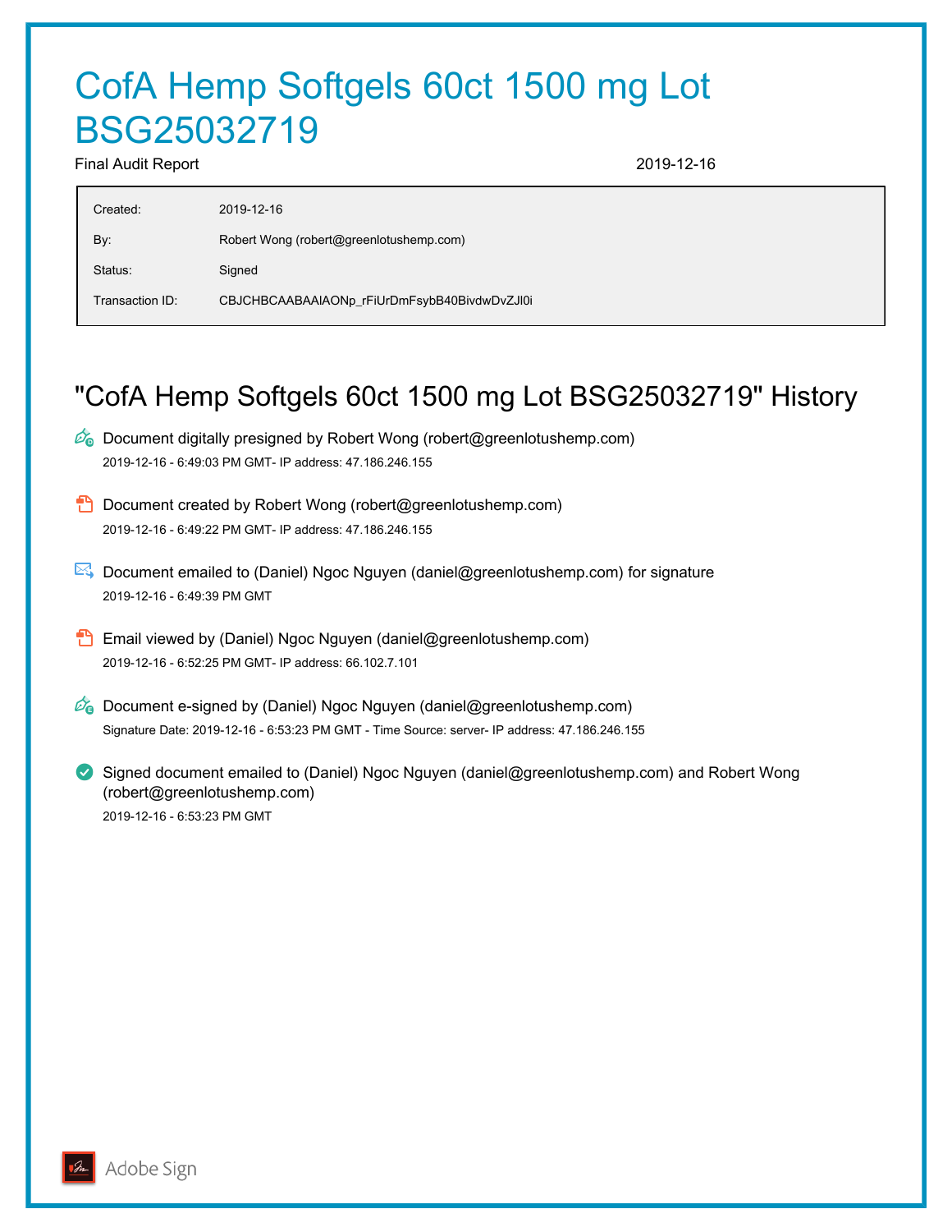# CofA Hemp Softgels 60ct 1500 mg Lot BSG25032719

Final Audit Report 2019-12-16

| | |
|---|---|
| Created: | 2019-12-16 |
| By: | Robert Wong (robert@greenlotushemp.com) |
| Status: | Signed |
| Transaction ID: | CBJCHBCAABAAIAONp_rFiUrDmFsybB40BivdwDvZJl0i |

## "CofA Hemp Softgels 60ct 1500 mg Lot BSG25032719" History

- Document digitally presigned by Robert Wong (robert@greenlotushemp.com)
  2019-12-16 - 6:49:03 PM GMT- IP address: 47.186.246.155

- Document created by Robert Wong (robert@greenlotushemp.com)
  2019-12-16 - 6:49:22 PM GMT- IP address: 47.186.246.155

- Document emailed to (Daniel) Ngoc Nguyen (daniel@greenlotushemp.com) for signature
  2019-12-16 - 6:49:39 PM GMT

- Email viewed by (Daniel) Ngoc Nguyen (daniel@greenlotushemp.com)
  2019-12-16 - 6:52:25 PM GMT- IP address: 66.102.7.101

- Document e-signed by (Daniel) Ngoc Nguyen (daniel@greenlotushemp.com)
  Signature Date: 2019-12-16 - 6:53:23 PM GMT - Time Source: server- IP address: 47.186.246.155

- Signed document emailed to (Daniel) Ngoc Nguyen (daniel@greenlotushemp.com) and Robert Wong (robert@greenlotushemp.com)
  2019-12-16 - 6:53:23 PM GMT

Adobe Sign